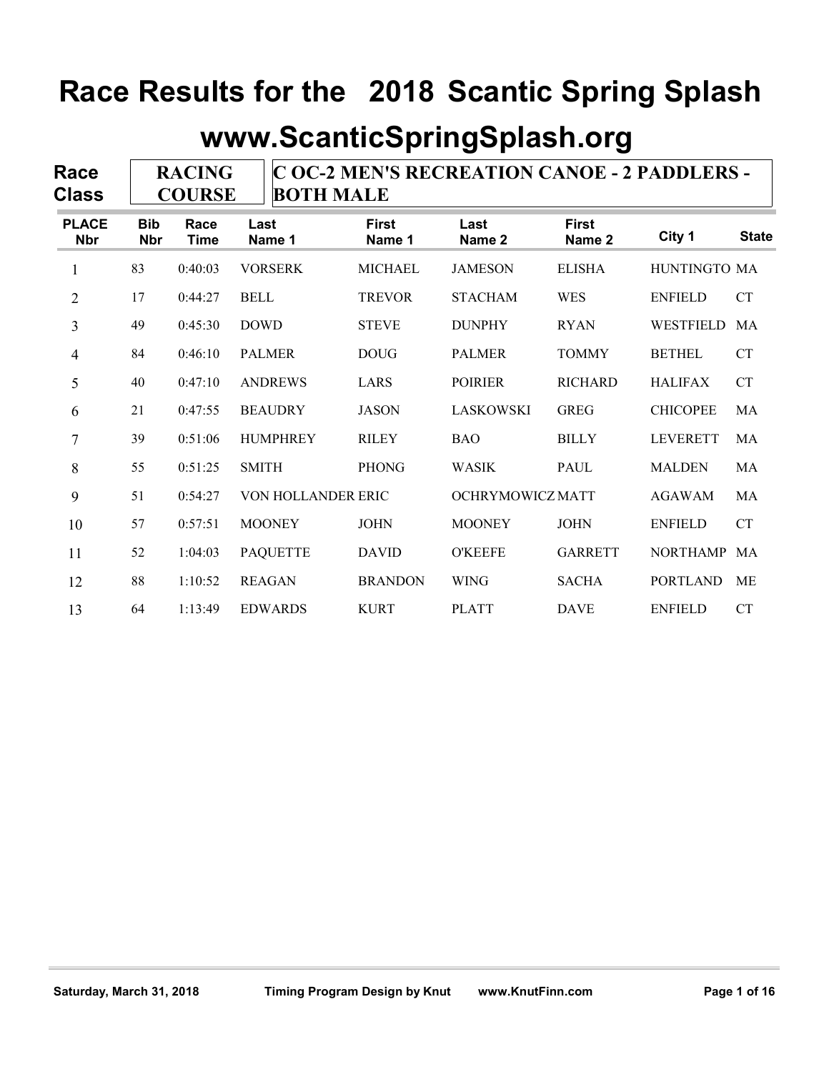# Race Results for the 2018 Scantic Spring Splash

## www.ScanticSpringSplash.org

**Race Class** | **RACING COURSE** | **C OC-2 MEN'S RECREATION CANOE - 2 PADDLERS - BOTH MALE**

| PLACE Nbr | Bib Nbr | Race Time | Last Name 1 | First Name 1 | Last Name 2 | First Name 2 | City 1 | State |
|---|---|---|---|---|---|---|---|---|
| 1 | 83 | 0:40:03 | VORSERK | MICHAEL | JAMESON | ELISHA | HUNTINGTO | MA |
| 2 | 17 | 0:44:27 | BELL | TREVOR | STACHAM | WES | ENFIELD | CT |
| 3 | 49 | 0:45:30 | DOWD | STEVE | DUNPHY | RYAN | WESTFIELD | MA |
| 4 | 84 | 0:46:10 | PALMER | DOUG | PALMER | TOMMY | BETHEL | CT |
| 5 | 40 | 0:47:10 | ANDREWS | LARS | POIRIER | RICHARD | HALIFAX | CT |
| 6 | 21 | 0:47:55 | BEAUDRY | JASON | LASKOWSKI | GREG | CHICOPEE | MA |
| 7 | 39 | 0:51:06 | HUMPHREY | RILEY | BAO | BILLY | LEVERETT | MA |
| 8 | 55 | 0:51:25 | SMITH | PHONG | WASIK | PAUL | MALDEN | MA |
| 9 | 51 | 0:54:27 | VON HOLLANDER | ERIC | OCHRYMOWICZ | MATT | AGAWAM | MA |
| 10 | 57 | 0:57:51 | MOONEY | JOHN | MOONEY | JOHN | ENFIELD | CT |
| 11 | 52 | 1:04:03 | PAQUETTE | DAVID | O'KEEFE | GARRETT | NORTHAMP | MA |
| 12 | 88 | 1:10:52 | REAGAN | BRANDON | WING | SACHA | PORTLAND | ME |
| 13 | 64 | 1:13:49 | EDWARDS | KURT | PLATT | DAVE | ENFIELD | CT |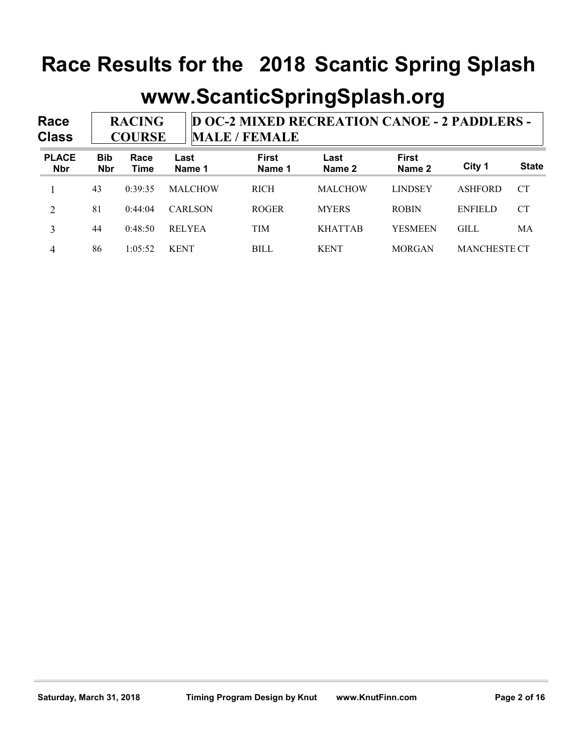# Race Results for the 2018 Scantic Spring Splash

## www.ScanticSpringSplash.org

| Race Class | RACING COURSE | D OC-2 MIXED RECREATION CANOE - 2 PADDLERS - MALE / FEMALE |
|---|---|---|

| PLACE Nbr | Bib Nbr | Race Time | Last Name 1 | First Name 1 | Last Name 2 | First Name 2 | City 1 | State |
|---|---|---|---|---|---|---|---|---|
| 1 | 43 | 0:39:35 | MALCHOW | RICH | MALCHOW | LINDSEY | ASHFORD | CT |
| 2 | 81 | 0:44:04 | CARLSON | ROGER | MYERS | ROBIN | ENFIELD | CT |
| 3 | 44 | 0:48:50 | RELYEA | TIM | KHATTAB | YESMEEN | GILL | MA |
| 4 | 86 | 1:05:52 | KENT | BILL | KENT | MORGAN | MANCHESTE | CT |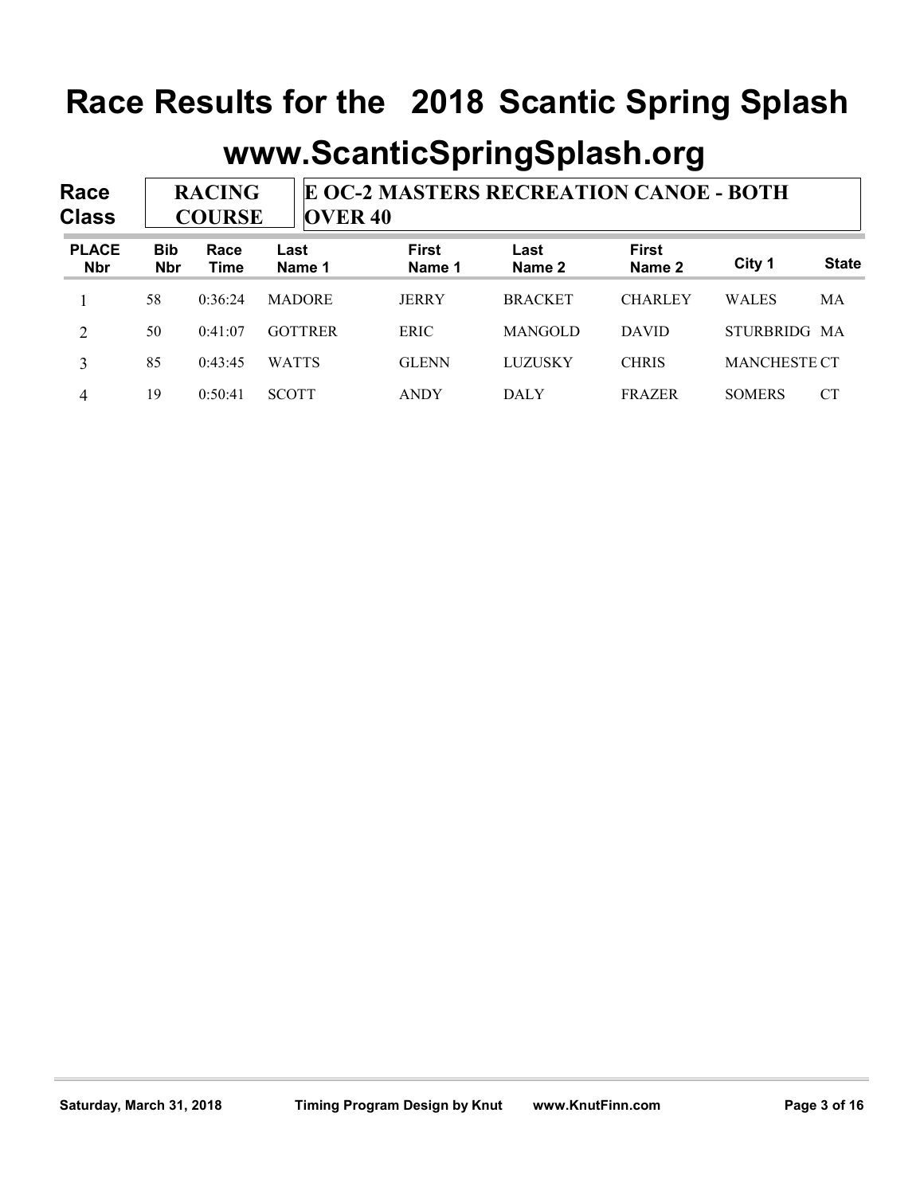# Race Results for the 2018 Scantic Spring Splash

## www.ScanticSpringSplash.org

**Race Class:** RACING COURSE — E OC-2 MASTERS RECREATION CANOE - BOTH OVER 40

| PLACE Nbr | Bib Nbr | Race Time | Last Name 1 | First Name 1 | Last Name 2 | First Name 2 | City 1 | State |
|---|---|---|---|---|---|---|---|---|
| 1 | 58 | 0:36:24 | MADORE | JERRY | BRACKET | CHARLEY | WALES | MA |
| 2 | 50 | 0:41:07 | GOTTRER | ERIC | MANGOLD | DAVID | STURBRIDG | MA |
| 3 | 85 | 0:43:45 | WATTS | GLENN | LUZUSKY | CHRIS | MANCHESTE | CT |
| 4 | 19 | 0:50:41 | SCOTT | ANDY | DALY | FRAZER | SOMERS | CT |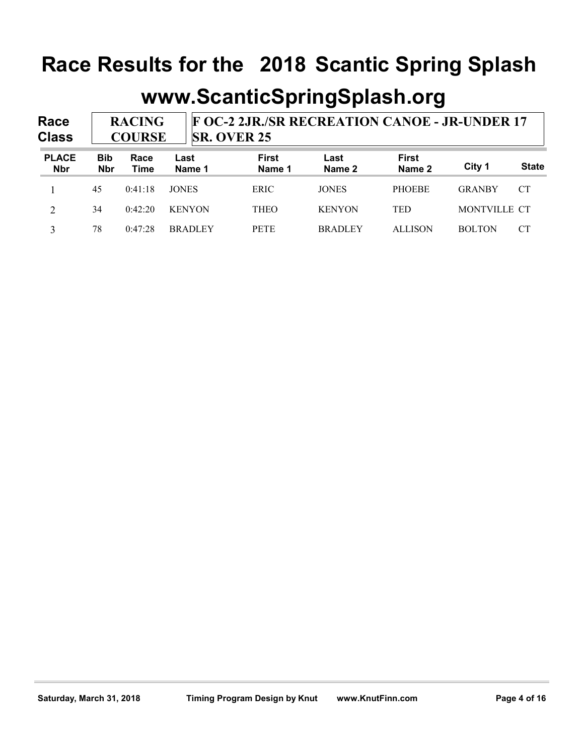# Race Results for the 2018 Scantic Spring Splash

## www.ScanticSpringSplash.org

**Race Class:** RACING COURSE — F OC-2 2JR./SR RECREATION CANOE - JR-UNDER 17 SR. OVER 25

| PLACE Nbr | Bib Nbr | Race Time | Last Name 1 | First Name 1 | Last Name 2 | First Name 2 | City 1 | State |
|---|---|---|---|---|---|---|---|---|
| 1 | 45 | 0:41:18 | JONES | ERIC | JONES | PHOEBE | GRANBY | CT |
| 2 | 34 | 0:42:20 | KENYON | THEO | KENYON | TED | MONTVILLE | CT |
| 3 | 78 | 0:47:28 | BRADLEY | PETE | BRADLEY | ALLISON | BOLTON | CT |

Saturday, March 31, 2018 Timing Program Design by Knut www.KnutFinn.com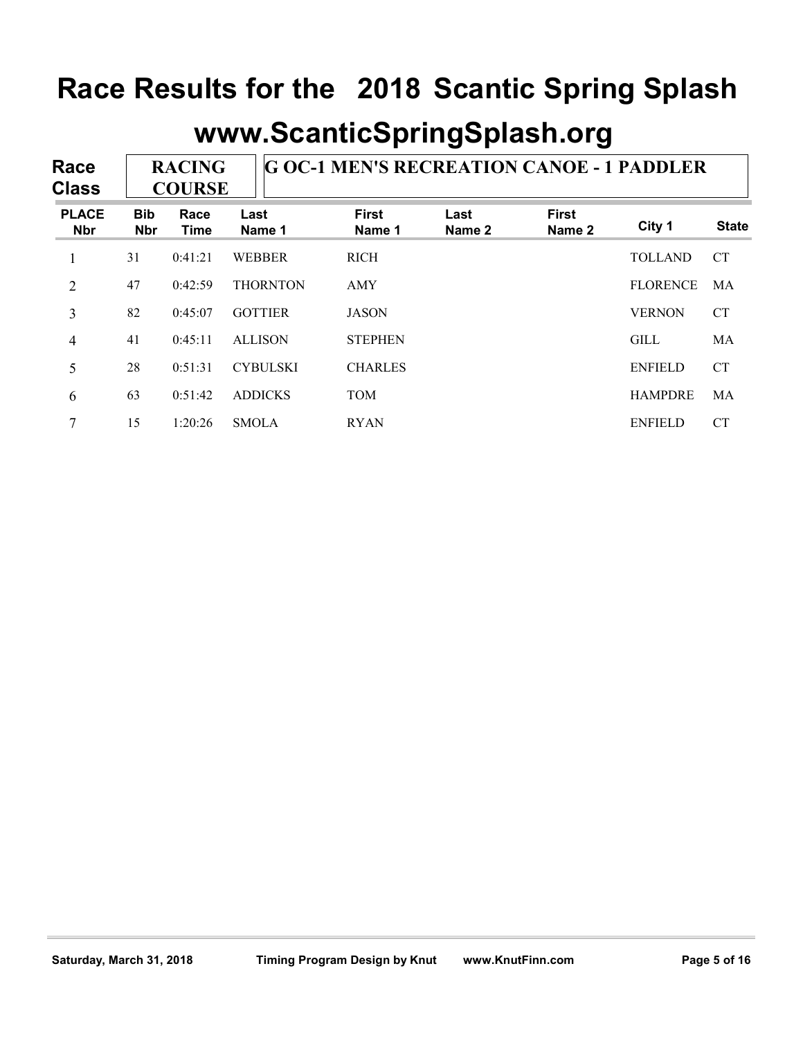# Race Results for the 2018 Scantic Spring Splash

## www.ScanticSpringSplash.org

**Race Class:** RACING COURSE — **G OC-1 MEN'S RECREATION CANOE - 1 PADDLER**

| PLACE Nbr | Bib Nbr | Race Time | Last Name 1 | First Name 1 | Last Name 2 | First Name 2 | City 1 | State |
|---|---|---|---|---|---|---|---|---|
| 1 | 31 | 0:41:21 | WEBBER | RICH | | | TOLLAND | CT |
| 2 | 47 | 0:42:59 | THORNTON | AMY | | | FLORENCE | MA |
| 3 | 82 | 0:45:07 | GOTTIER | JASON | | | VERNON | CT |
| 4 | 41 | 0:45:11 | ALLISON | STEPHEN | | | GILL | MA |
| 5 | 28 | 0:51:31 | CYBULSKI | CHARLES | | | ENFIELD | CT |
| 6 | 63 | 0:51:42 | ADDICKS | TOM | | | HAMPDRE | MA |
| 7 | 15 | 1:20:26 | SMOLA | RYAN | | | ENFIELD | CT |

Saturday, March 31, 2018 — Timing Program Design by Knut — www.KnutFinn.com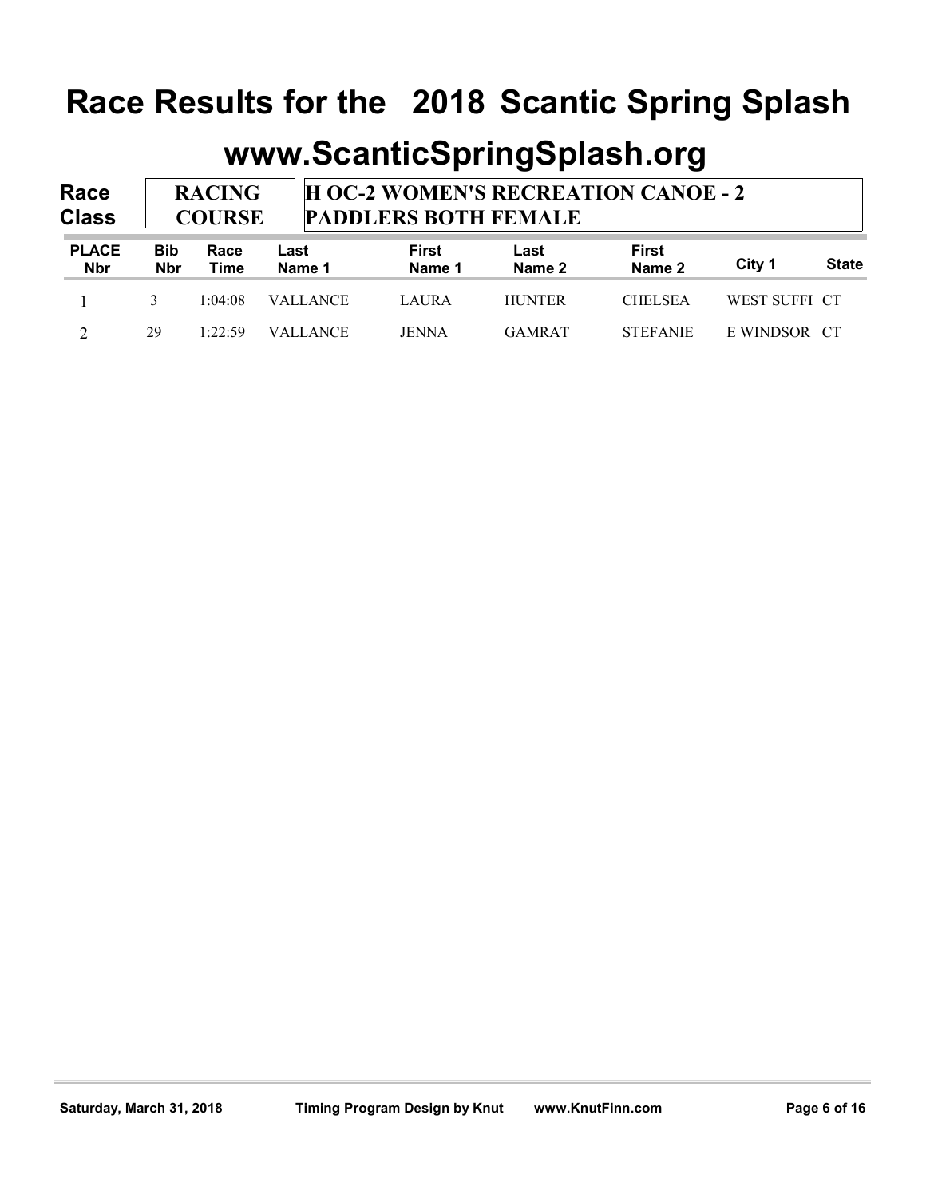# Race Results for the 2018 Scantic Spring Splash

## www.ScanticSpringSplash.org

**Race Class** | RACING COURSE | H OC-2 WOMEN'S RECREATION CANOE - 2 PADDLERS BOTH FEMALE

| PLACE Nbr | Bib Nbr | Race Time | Last Name 1 | First Name 1 | Last Name 2 | First Name 2 | City 1 | State |
|---|---|---|---|---|---|---|---|---|
| 1 | 3 | 1:04:08 | VALLANCE | LAURA | HUNTER | CHELSEA | WEST SUFFI | CT |
| 2 | 29 | 1:22:59 | VALLANCE | JENNA | GAMRAT | STEFANIE | E WINDSOR | CT |

Saturday, March 31, 2018 Timing Program Design by Knut www.KnutFinn.com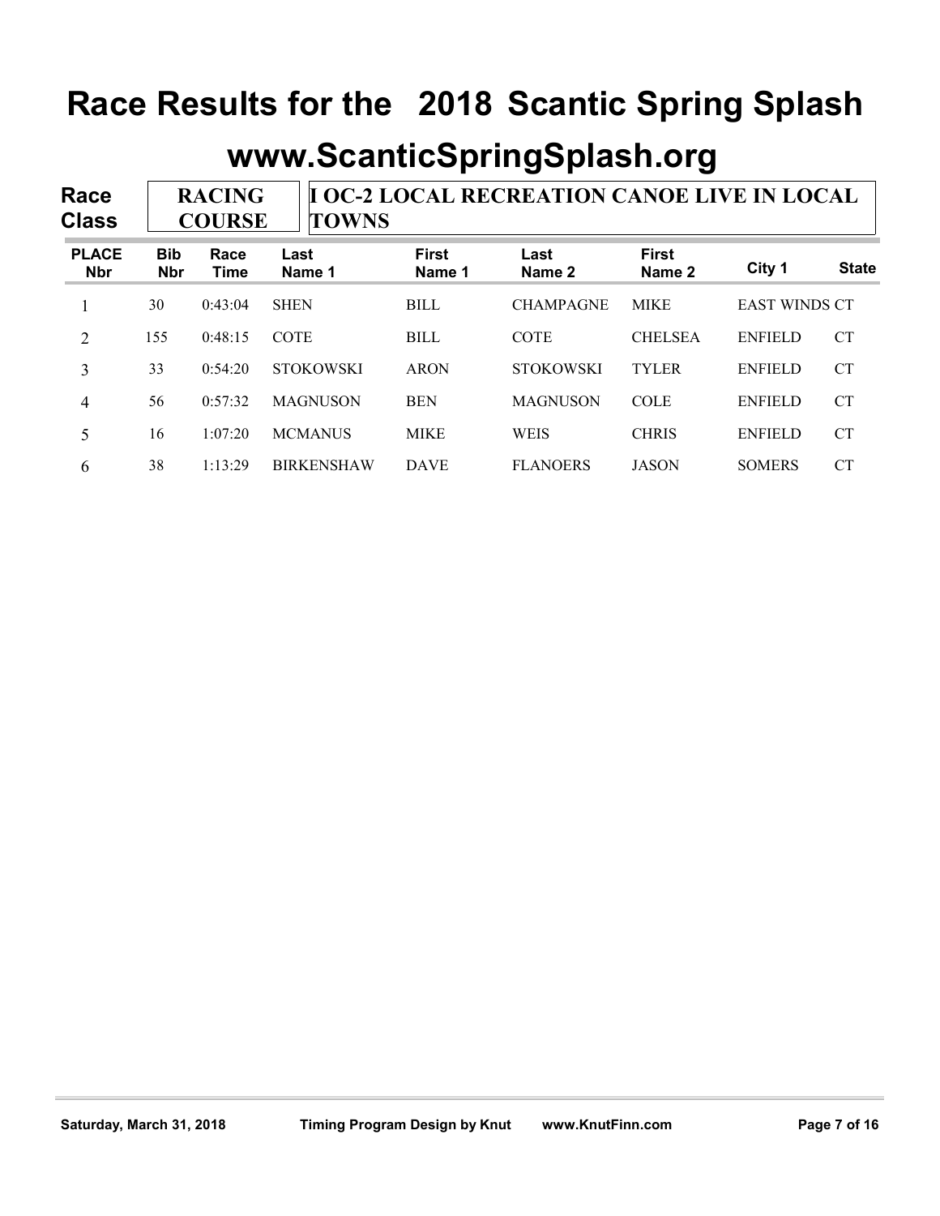# Race Results for the 2018 Scantic Spring Splash

## www.ScanticSpringSplash.org

**Race Class:** RACING COURSE — I OC-2 LOCAL RECREATION CANOE LIVE IN LOCAL TOWNS

| PLACE Nbr | Bib Nbr | Race Time | Last Name 1 | First Name 1 | Last Name 2 | First Name 2 | City 1 | State |
|---|---|---|---|---|---|---|---|---|
| 1 | 30 | 0:43:04 | SHEN | BILL | CHAMPAGNE | MIKE | EAST WINDS | CT |
| 2 | 155 | 0:48:15 | COTE | BILL | COTE | CHELSEA | ENFIELD | CT |
| 3 | 33 | 0:54:20 | STOKOWSKI | ARON | STOKOWSKI | TYLER | ENFIELD | CT |
| 4 | 56 | 0:57:32 | MAGNUSON | BEN | MAGNUSON | COLE | ENFIELD | CT |
| 5 | 16 | 1:07:20 | MCMANUS | MIKE | WEIS | CHRIS | ENFIELD | CT |
| 6 | 38 | 1:13:29 | BIRKENSHAW | DAVE | FLANOERS | JASON | SOMERS | CT |

Saturday, March 31, 2018 — Timing Program Design by Knut — www.KnutFinn.com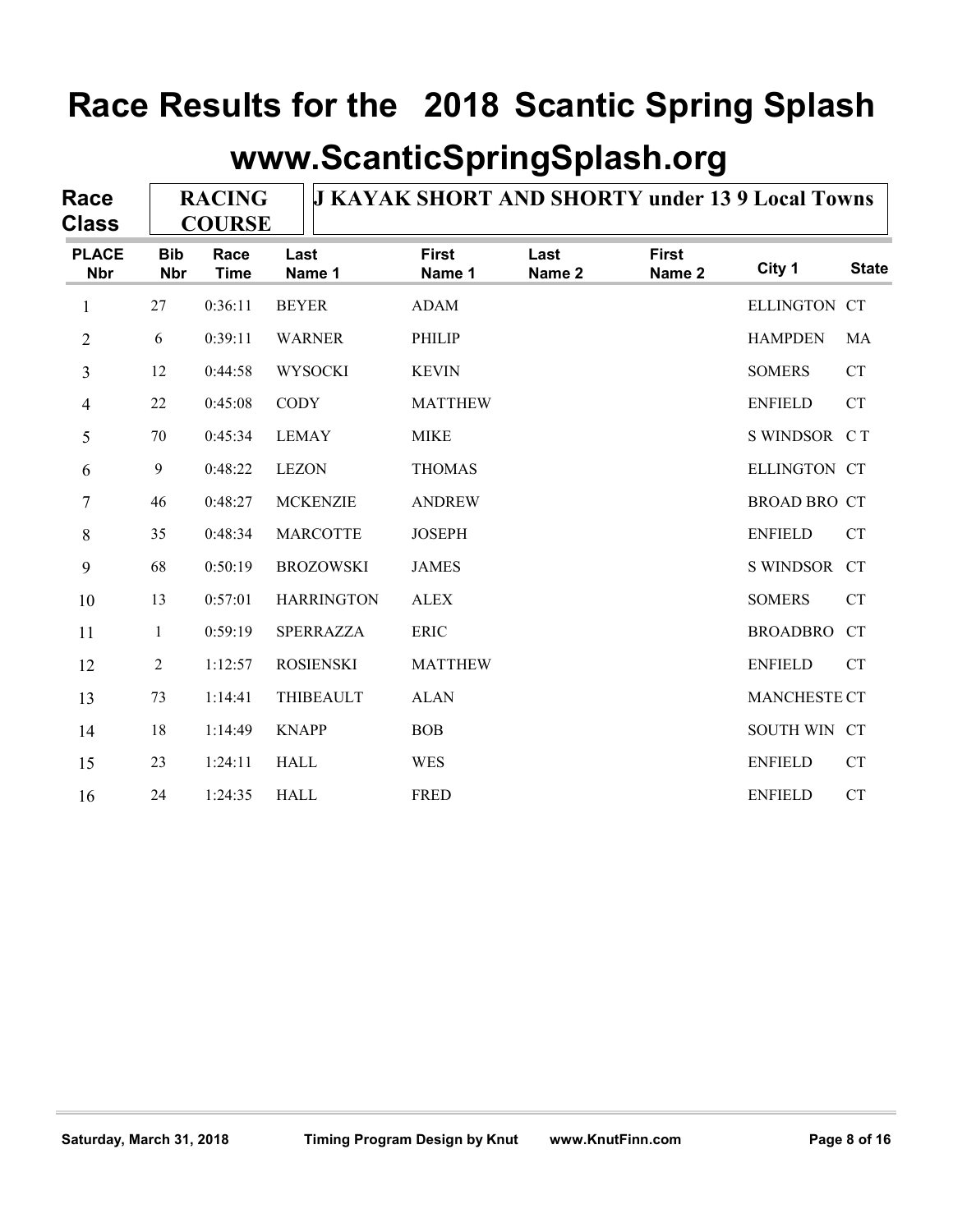# Race Results for the 2018 Scantic Spring Splash

## www.ScanticSpringSplash.org

**Race Class:** RACING COURSE — **J KAYAK SHORT AND SHORTY under 13 9 Local Towns**

| PLACE Nbr | Bib Nbr | Race Time | Last Name 1 | First Name 1 | Last Name 2 | First Name 2 | City 1 | State |
|---|---|---|---|---|---|---|---|---|
| 1 | 27 | 0:36:11 | BEYER | ADAM | | | ELLINGTON | CT |
| 2 | 6 | 0:39:11 | WARNER | PHILIP | | | HAMPDEN | MA |
| 3 | 12 | 0:44:58 | WYSOCKI | KEVIN | | | SOMERS | CT |
| 4 | 22 | 0:45:08 | CODY | MATTHEW | | | ENFIELD | CT |
| 5 | 70 | 0:45:34 | LEMAY | MIKE | | | S WINDSOR | C T |
| 6 | 9 | 0:48:22 | LEZON | THOMAS | | | ELLINGTON | CT |
| 7 | 46 | 0:48:27 | MCKENZIE | ANDREW | | | BROAD BRO | CT |
| 8 | 35 | 0:48:34 | MARCOTTE | JOSEPH | | | ENFIELD | CT |
| 9 | 68 | 0:50:19 | BROZOWSKI | JAMES | | | S WINDSOR | CT |
| 10 | 13 | 0:57:01 | HARRINGTON | ALEX | | | SOMERS | CT |
| 11 | 1 | 0:59:19 | SPERRAZZA | ERIC | | | BROADBRO | CT |
| 12 | 2 | 1:12:57 | ROSIENSKI | MATTHEW | | | ENFIELD | CT |
| 13 | 73 | 1:14:41 | THIBEAULT | ALAN | | | MANCHESTE | CT |
| 14 | 18 | 1:14:49 | KNAPP | BOB | | | SOUTH WIN | CT |
| 15 | 23 | 1:24:11 | HALL | WES | | | ENFIELD | CT |
| 16 | 24 | 1:24:35 | HALL | FRED | | | ENFIELD | CT |

Saturday, March 31, 2018 — Timing Program Design by Knut — www.KnutFinn.com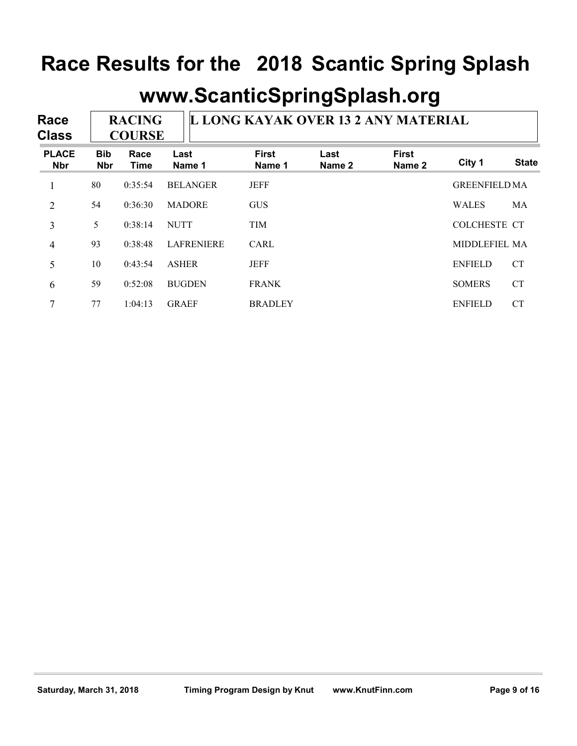# Race Results for the 2018 Scantic Spring Splash

## www.ScanticSpringSplash.org

**Race Class:** RACING COURSE — L LONG KAYAK OVER 13 2 ANY MATERIAL

| PLACE Nbr | Bib Nbr | Race Time | Last Name 1 | First Name 1 | Last Name 2 | First Name 2 | City 1 | State |
|---|---|---|---|---|---|---|---|---|
| 1 | 80 | 0:35:54 | BELANGER | JEFF | | | GREENFIELD | MA |
| 2 | 54 | 0:36:30 | MADORE | GUS | | | WALES | MA |
| 3 | 5 | 0:38:14 | NUTT | TIM | | | COLCHESTE | CT |
| 4 | 93 | 0:38:48 | LAFRENIERE | CARL | | | MIDDLEFIEL | MA |
| 5 | 10 | 0:43:54 | ASHER | JEFF | | | ENFIELD | CT |
| 6 | 59 | 0:52:08 | BUGDEN | FRANK | | | SOMERS | CT |
| 7 | 77 | 1:04:13 | GRAEF | BRADLEY | | | ENFIELD | CT |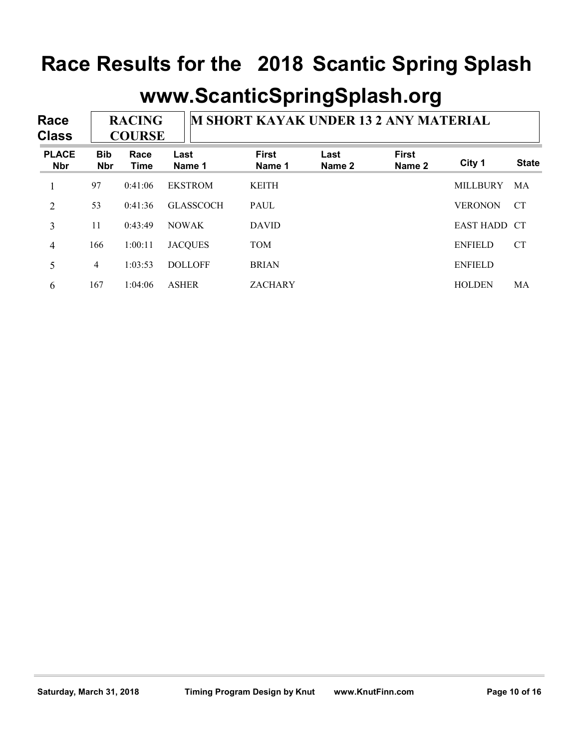# Race Results for the 2018 Scantic Spring Splash

## www.ScanticSpringSplash.org

| Race Class | RACING COURSE | M SHORT KAYAK UNDER 13 2 ANY MATERIAL |
|---|---|---|

| PLACE Nbr | Bib Nbr | Race Time | Last Name 1 | First Name 1 | Last Name 2 | First Name 2 | City 1 | State |
|---|---|---|---|---|---|---|---|---|
| 1 | 97 | 0:41:06 | EKSTROM | KEITH | | | MILLBURY | MA |
| 2 | 53 | 0:41:36 | GLASSCOCH | PAUL | | | VERONON | CT |
| 3 | 11 | 0:43:49 | NOWAK | DAVID | | | EAST HADD | CT |
| 4 | 166 | 1:00:11 | JACQUES | TOM | | | ENFIELD | CT |
| 5 | 4 | 1:03:53 | DOLLOFF | BRIAN | | | ENFIELD | |
| 6 | 167 | 1:04:06 | ASHER | ZACHARY | | | HOLDEN | MA |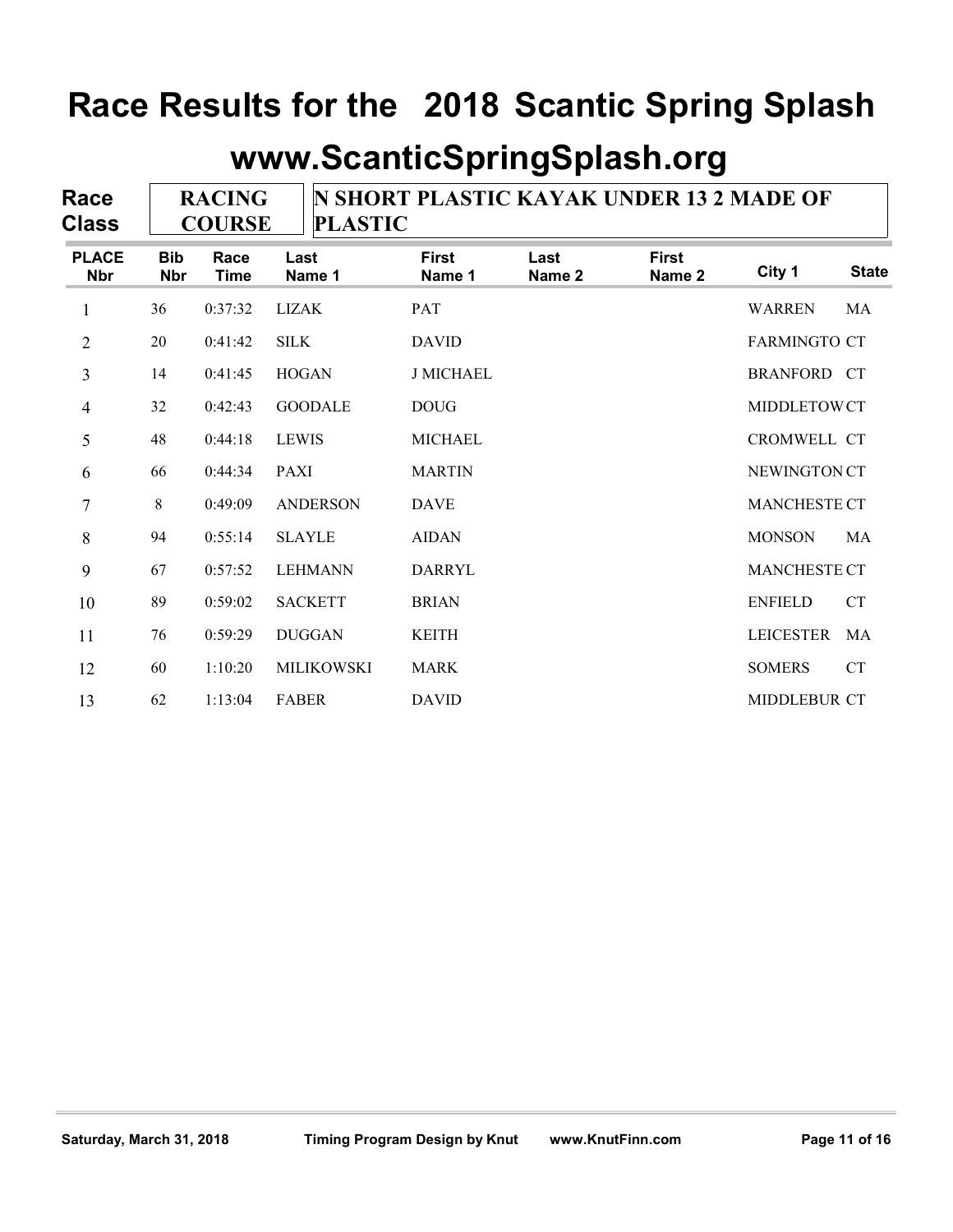# Race Results for the 2018 Scantic Spring Splash

## www.ScanticSpringSplash.org

**Race Class:** RACING COURSE — N SHORT PLASTIC KAYAK UNDER 13 2 MADE OF PLASTIC

| PLACE Nbr | Bib Nbr | Race Time | Last Name 1 | First Name 1 | Last Name 2 | First Name 2 | City 1 | State |
|---|---|---|---|---|---|---|---|---|
| 1 | 36 | 0:37:32 | LIZAK | PAT | | | WARREN | MA |
| 2 | 20 | 0:41:42 | SILK | DAVID | | | FARMINGTO | CT |
| 3 | 14 | 0:41:45 | HOGAN | J MICHAEL | | | BRANFORD | CT |
| 4 | 32 | 0:42:43 | GOODALE | DOUG | | | MIDDLETOW | CT |
| 5 | 48 | 0:44:18 | LEWIS | MICHAEL | | | CROMWELL | CT |
| 6 | 66 | 0:44:34 | PAXI | MARTIN | | | NEWINGTON | CT |
| 7 | 8 | 0:49:09 | ANDERSON | DAVE | | | MANCHESTE | CT |
| 8 | 94 | 0:55:14 | SLAYLE | AIDAN | | | MONSON | MA |
| 9 | 67 | 0:57:52 | LEHMANN | DARRYL | | | MANCHESTE | CT |
| 10 | 89 | 0:59:02 | SACKETT | BRIAN | | | ENFIELD | CT |
| 11 | 76 | 0:59:29 | DUGGAN | KEITH | | | LEICESTER | MA |
| 12 | 60 | 1:10:20 | MILIKOWSKI | MARK | | | SOMERS | CT |
| 13 | 62 | 1:13:04 | FABER | DAVID | | | MIDDLEBUR | CT |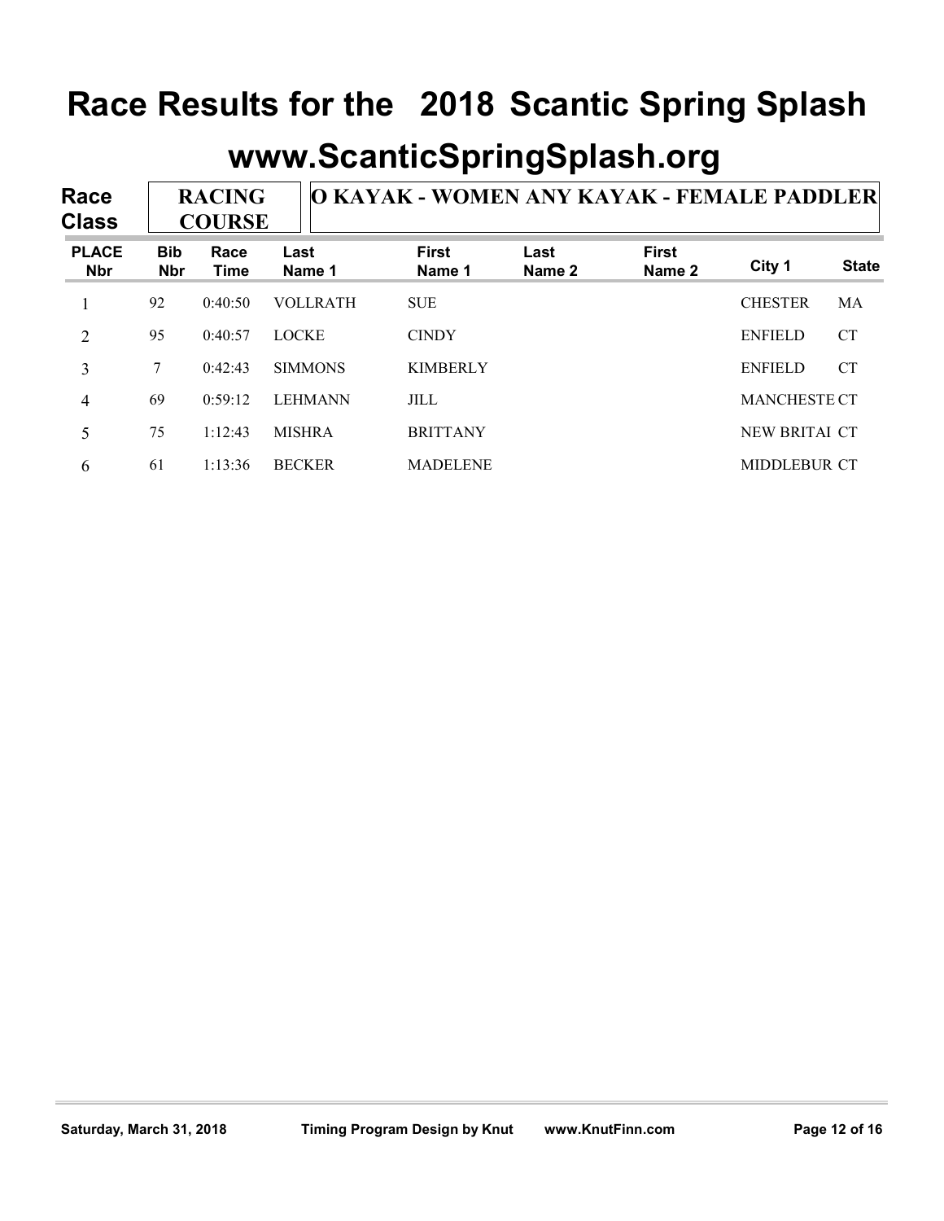# Race Results for the 2018 Scantic Spring Splash

## www.ScanticSpringSplash.org

**Race Class** RACING COURSE | O KAYAK - WOMEN ANY KAYAK - FEMALE PADDLER

| PLACE Nbr | Bib Nbr | Race Time | Last Name 1 | First Name 1 | Last Name 2 | First Name 2 | City 1 | State |
|---|---|---|---|---|---|---|---|---|
| 1 | 92 | 0:40:50 | VOLLRATH | SUE | | | CHESTER | MA |
| 2 | 95 | 0:40:57 | LOCKE | CINDY | | | ENFIELD | CT |
| 3 | 7 | 0:42:43 | SIMMONS | KIMBERLY | | | ENFIELD | CT |
| 4 | 69 | 0:59:12 | LEHMANN | JILL | | | MANCHESTE | CT |
| 5 | 75 | 1:12:43 | MISHRA | BRITTANY | | | NEW BRITAI | CT |
| 6 | 61 | 1:13:36 | BECKER | MADELENE | | | MIDDLEBUR | CT |

Saturday, March 31, 2018 Timing Program Design by Knut www.KnutFinn.com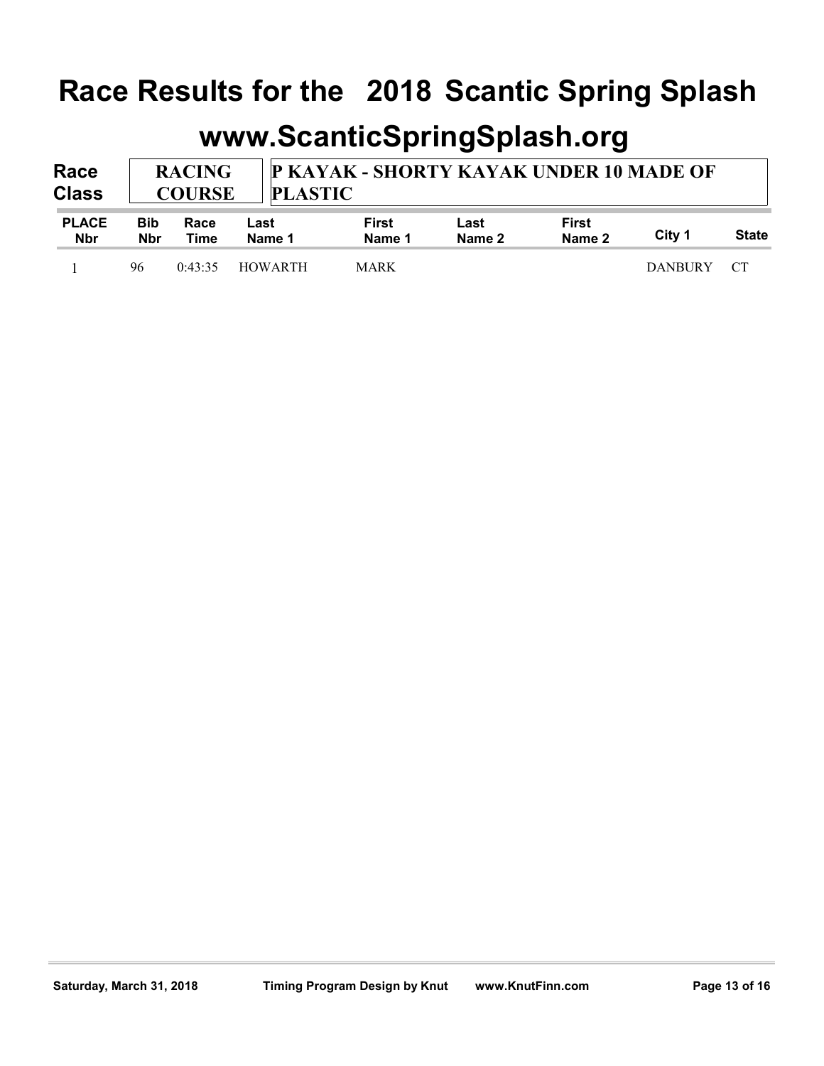# Race Results for the 2018 Scantic Spring Splash

## www.ScanticSpringSplash.org

| Race Class | RACING COURSE | P KAYAK - SHORTY KAYAK UNDER 10 MADE OF PLASTIC |
|---|---|---|

| PLACE Nbr | Bib Nbr | Race Time | Last Name 1 | First Name 1 | Last Name 2 | First Name 2 | City 1 | State |
|---|---|---|---|---|---|---|---|---|
| 1 | 96 | 0:43:35 | HOWARTH | MARK | | | DANBURY | CT |

Saturday, March 31, 2018 Timing Program Design by Knut www.KnutFinn.com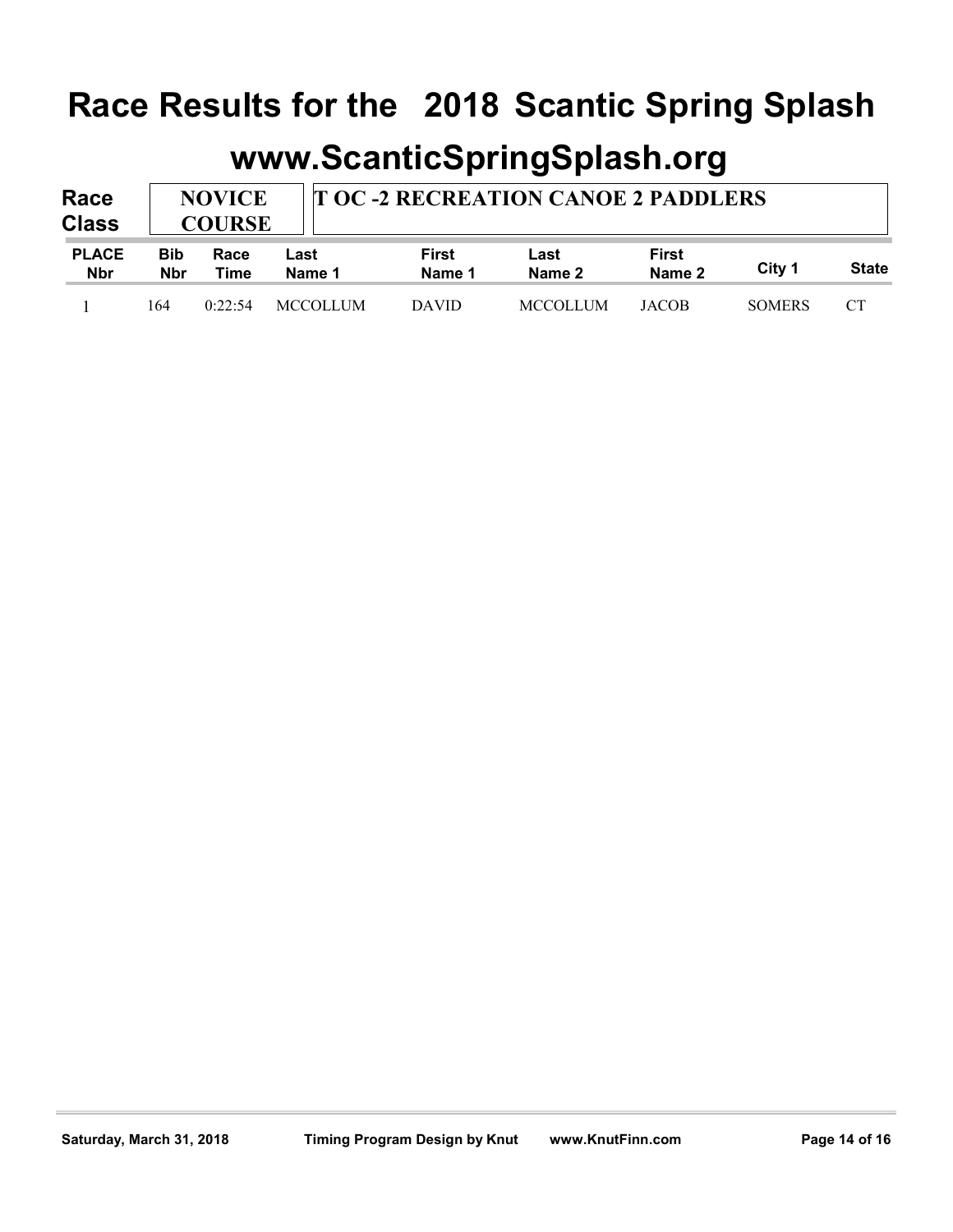# Race Results for the 2018 Scantic Spring Splash

## www.ScanticSpringSplash.org

**Race Class** | **NOVICE COURSE** | **T OC -2 RECREATION CANOE 2 PADDLERS**

| PLACE Nbr | Bib Nbr | Race Time | Last Name 1 | First Name 1 | Last Name 2 | First Name 2 | City 1 | State |
|---|---|---|---|---|---|---|---|---|
| 1 | 164 | 0:22:54 | MCCOLLUM | DAVID | MCCOLLUM | JACOB | SOMERS | CT |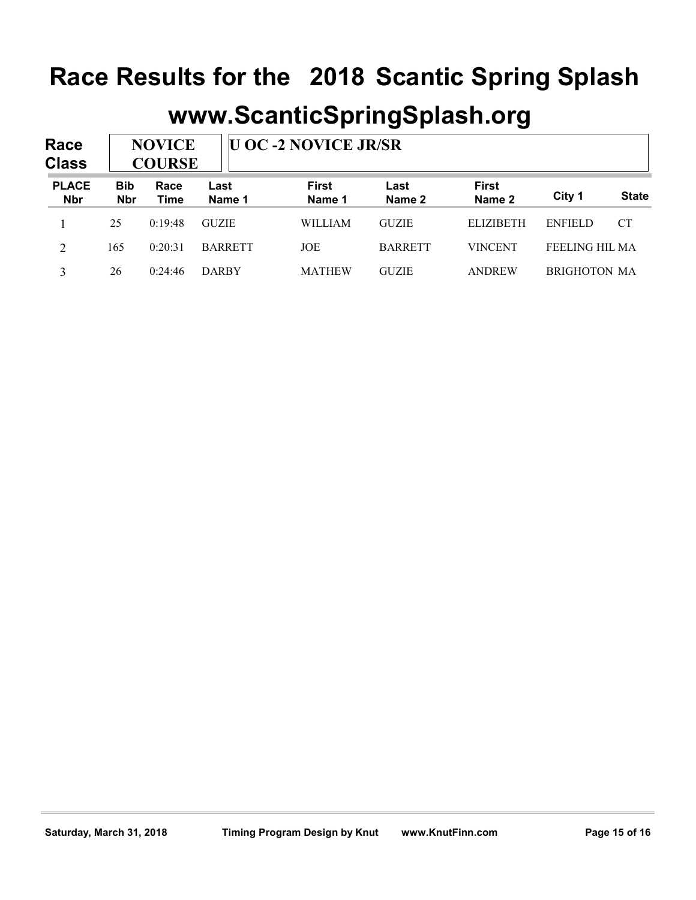# Race Results for the 2018 Scantic Spring Splash

## www.ScanticSpringSplash.org

**Race Class** NOVICE COURSE — U OC -2 NOVICE JR/SR

| PLACE Nbr | Bib Nbr | Race Time | Last Name 1 | First Name 1 | Last Name 2 | First Name 2 | City 1 | State |
|---|---|---|---|---|---|---|---|---|
| 1 | 25 | 0:19:48 | GUZIE | WILLIAM | GUZIE | ELIZIBETH | ENFIELD | CT |
| 2 | 165 | 0:20:31 | BARRETT | JOE | BARRETT | VINCENT | FEELING HIL | MA |
| 3 | 26 | 0:24:46 | DARBY | MATHEW | GUZIE | ANDREW | BRIGHOTON | MA |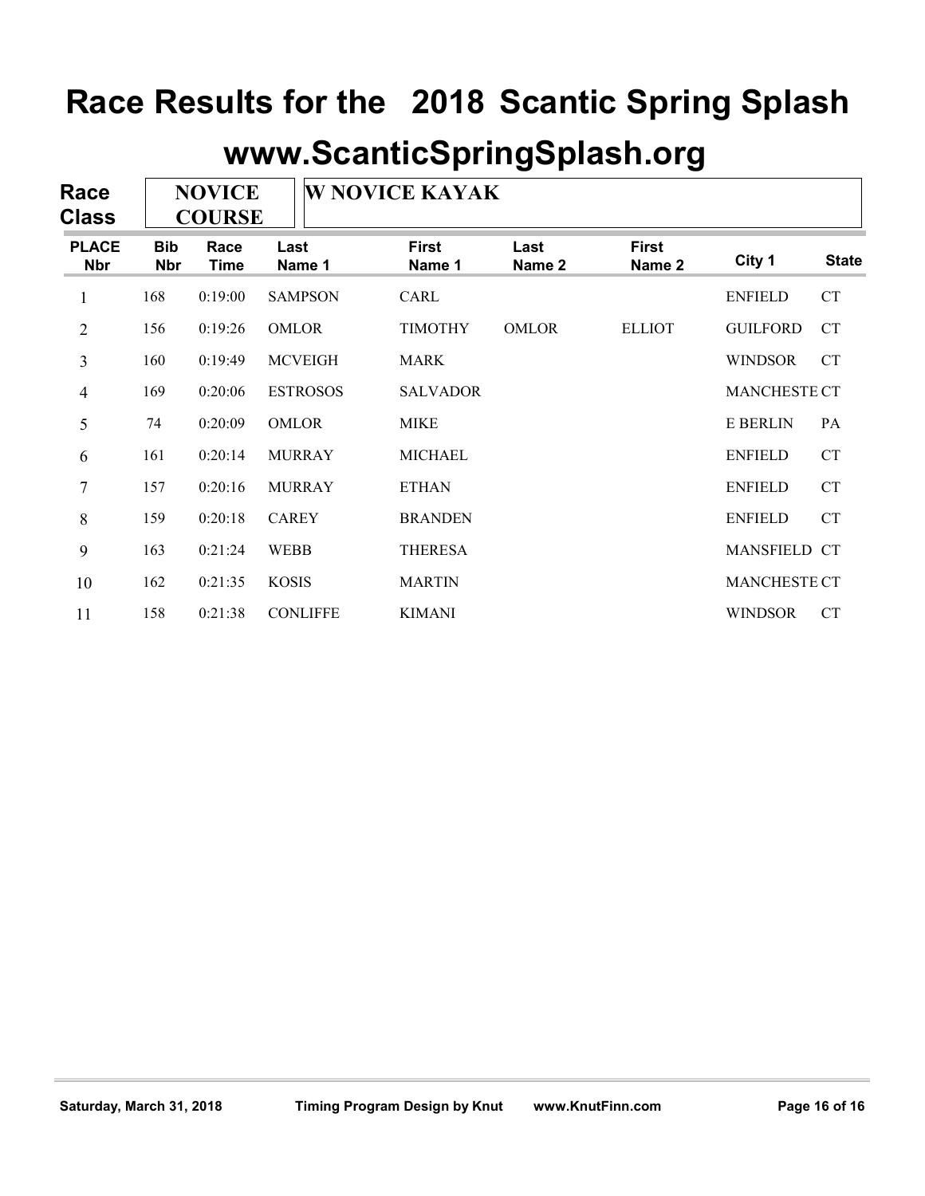# Race Results for the 2018 Scantic Spring Splash

## www.ScanticSpringSplash.org

| Race Class | NOVICE COURSE | W NOVICE KAYAK |
|---|---|---|

| PLACE Nbr | Bib Nbr | Race Time | Last Name 1 | First Name 1 | Last Name 2 | First Name 2 | City 1 | State |
|---|---|---|---|---|---|---|---|---|
| 1 | 168 | 0:19:00 | SAMPSON | CARL | | | ENFIELD | CT |
| 2 | 156 | 0:19:26 | OMLOR | TIMOTHY | OMLOR | ELLIOT | GUILFORD | CT |
| 3 | 160 | 0:19:49 | MCVEIGH | MARK | | | WINDSOR | CT |
| 4 | 169 | 0:20:06 | ESTROSOS | SALVADOR | | | MANCHESTE | CT |
| 5 | 74 | 0:20:09 | OMLOR | MIKE | | | E BERLIN | PA |
| 6 | 161 | 0:20:14 | MURRAY | MICHAEL | | | ENFIELD | CT |
| 7 | 157 | 0:20:16 | MURRAY | ETHAN | | | ENFIELD | CT |
| 8 | 159 | 0:20:18 | CAREY | BRANDEN | | | ENFIELD | CT |
| 9 | 163 | 0:21:24 | WEBB | THERESA | | | MANSFIELD | CT |
| 10 | 162 | 0:21:35 | KOSIS | MARTIN | | | MANCHESTE | CT |
| 11 | 158 | 0:21:38 | CONLIFFE | KIMANI | | | WINDSOR | CT |

Saturday, March 31, 2018 Timing Program Design by Knut www.KnutFinn.com